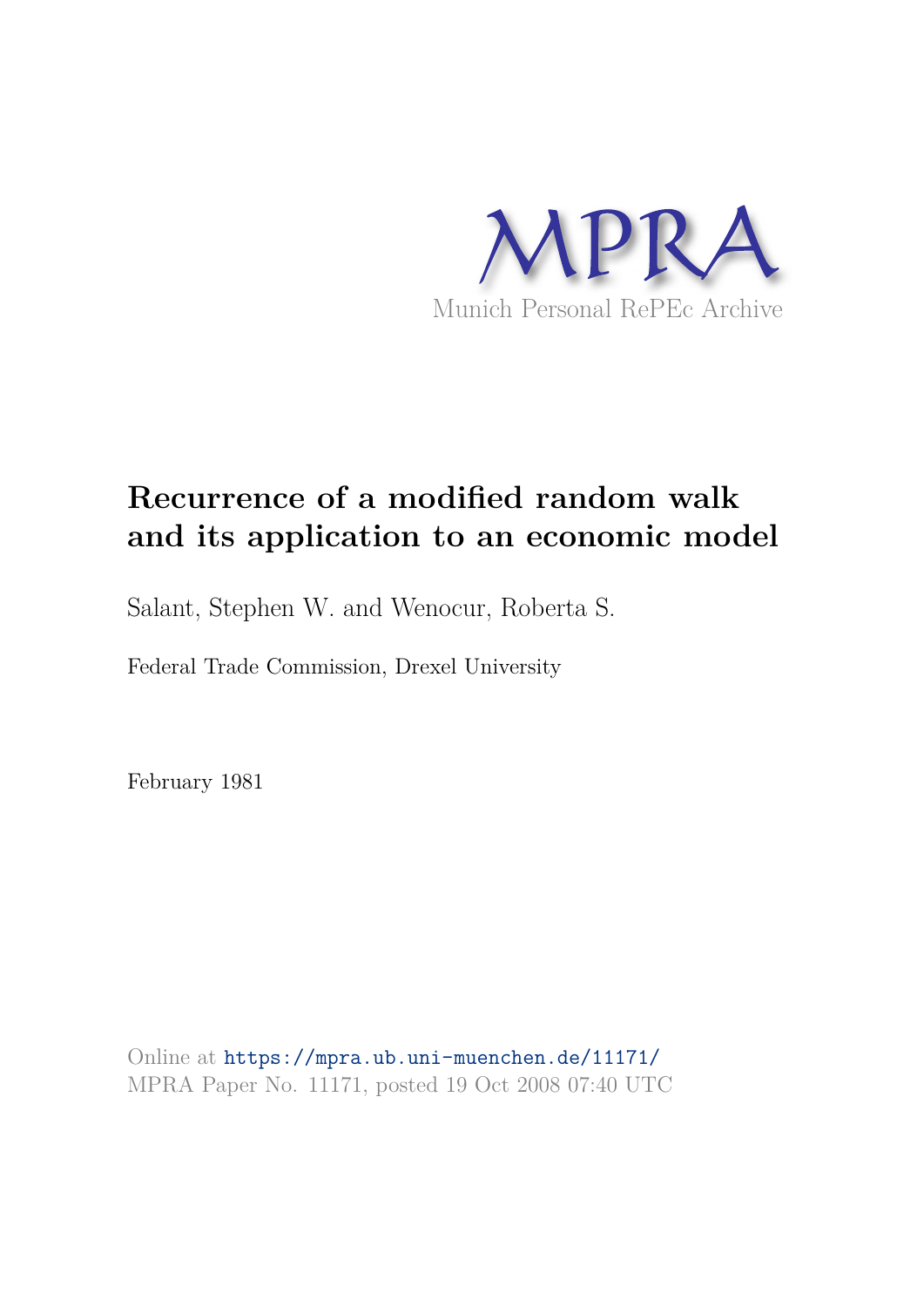MPRA

Munich Personal RePEc Archive

# Recurrence of a modified random walk and its application to an economic model

Salant, Stephen W. and Wenocur, Roberta S.

Federal Trade Commission, Drexel University

February 1981

Online at https://mpra.ub.uni-muenchen.de/11171/
MPRA Paper No. 11171, posted 19 Oct 2008 07:40 UTC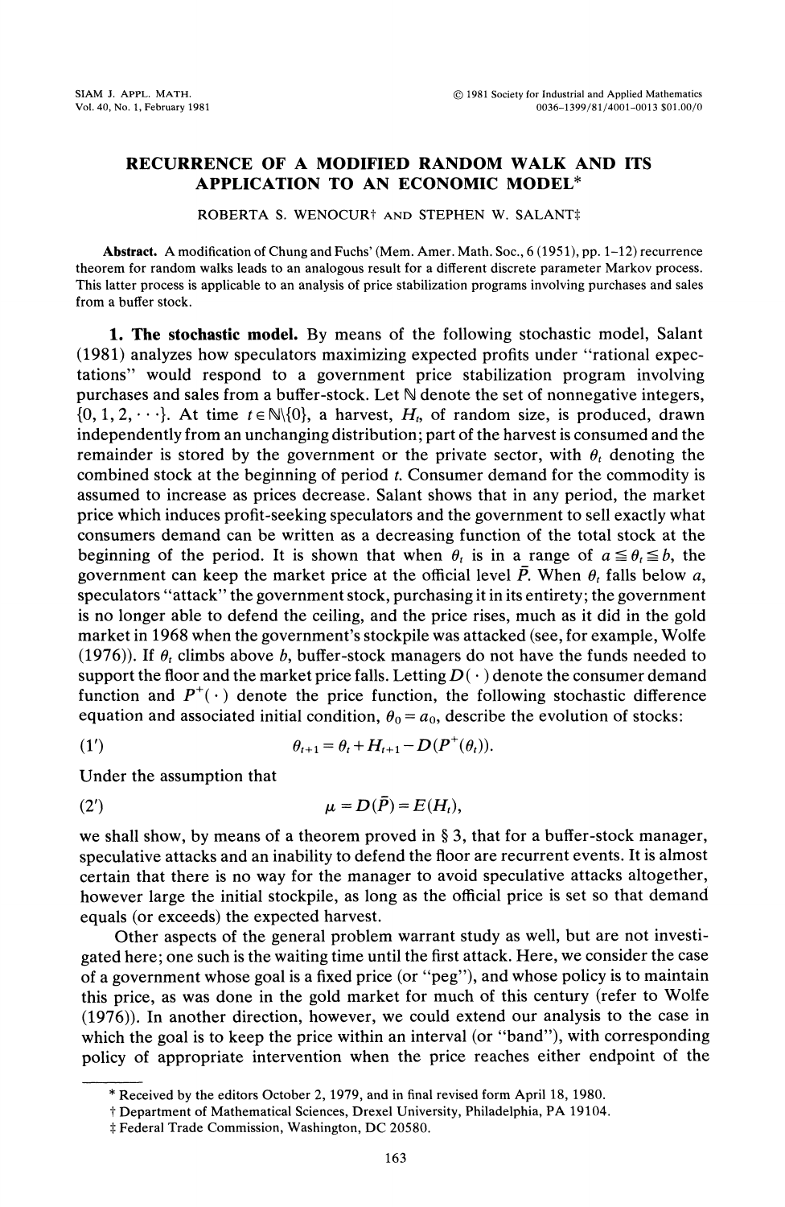# RECURRENCE OF A MODIFIED RANDOM WALK AND ITS APPLICATION TO AN ECONOMIC MODEL*

ROBERTA S. WENOCUR† AND STEPHEN W. SALANT‡

**Abstract.** A modification of Chung and Fuchs' (Mem. Amer. Math. Soc., 6 (1951), pp. 1–12) recurrence theorem for random walks leads to an analogous result for a different discrete parameter Markov process. This latter process is applicable to an analysis of price stabilization programs involving purchases and sales from a buffer stock.

**1. The stochastic model.** By means of the following stochastic model, Salant (1981) analyzes how speculators maximizing expected profits under "rational expectations" would respond to a government price stabilization program involving purchases and sales from a buffer-stock. Let $\mathbb{N}$ denote the set of nonnegative integers, $\{0, 1, 2, \cdots\}$. At time $t \in \mathbb{N}\backslash\{0\}$, a harvest, $H_t$, of random size, is produced, drawn independently from an unchanging distribution; part of the harvest is consumed and the remainder is stored by the government or the private sector, with $\theta_t$ denoting the combined stock at the beginning of period $t$. Consumer demand for the commodity is assumed to increase as prices decrease. Salant shows that in any period, the market price which induces profit-seeking speculators and the government to sell exactly what consumers demand can be written as a decreasing function of the total stock at the beginning of the period. It is shown that when $\theta_t$ is in a range of $a \leqq \theta_t \leqq b$, the government can keep the market price at the official level $\bar{P}$. When $\theta_t$ falls below $a$, speculators "attack" the government stock, purchasing it in its entirety; the government is no longer able to defend the ceiling, and the price rises, much as it did in the gold market in 1968 when the government's stockpile was attacked (see, for example, Wolfe (1976)). If $\theta_t$ climbs above $b$, buffer-stock managers do not have the funds needed to support the floor and the market price falls. Letting $D(\cdot)$ denote the consumer demand function and $P^+(\cdot)$ denote the price function, the following stochastic difference equation and associated initial condition, $\theta_0 = a_0$, describe the evolution of stocks:

$$\theta_{t+1} = \theta_t + H_{t+1} - D(P^+(\theta_t)). \tag{1'}$$

Under the assumption that

$$\mu = D(\bar{P}) = E(H_t), \tag{2'}$$

we shall show, by means of a theorem proved in § 3, that for a buffer-stock manager, speculative attacks and an inability to defend the floor are recurrent events. It is almost certain that there is no way for the manager to avoid speculative attacks altogether, however large the initial stockpile, as long as the official price is set so that demand equals (or exceeds) the expected harvest.

Other aspects of the general problem warrant study as well, but are not investigated here; one such is the waiting time until the first attack. Here, we consider the case of a government whose goal is a fixed price (or "peg"), and whose policy is to maintain this price, as was done in the gold market for much of this century (refer to Wolfe (1976)). In another direction, however, we could extend our analysis to the case in which the goal is to keep the price within an interval (or "band"), with corresponding policy of appropriate intervention when the price reaches either endpoint of the

---

* Received by the editors October 2, 1979, and in final revised form April 18, 1980.

† Department of Mathematical Sciences, Drexel University, Philadelphia, PA 19104.

‡ Federal Trade Commission, Washington, DC 20580.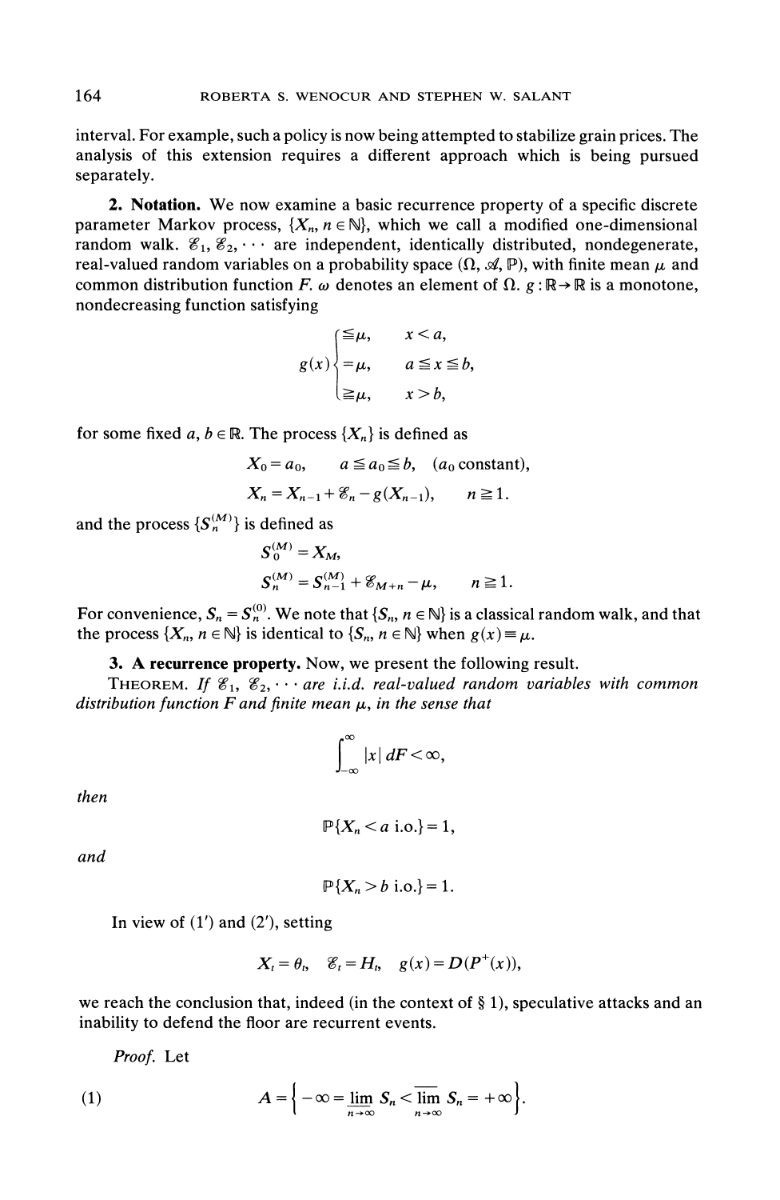interval. For example, such a policy is now being attempted to stabilize grain prices. The analysis of this extension requires a different approach which is being pursued separately.

**2. Notation.** We now examine a basic recurrence property of a specific discrete parameter Markov process, $\{X_n, n \in \mathbb{N}\}$, which we call a modified one-dimensional random walk. $\mathscr{E}_1, \mathscr{E}_2, \cdots$ are independent, identically distributed, nondegenerate, real-valued random variables on a probability space $(\Omega, \mathscr{A}, \mathbb{P})$, with finite mean $\mu$ and common distribution function $F$. $\omega$ denotes an element of $\Omega$. $g: \mathbb{R} \to \mathbb{R}$ is a monotone, nondecreasing function satisfying

$$g(x) \begin{cases} \leqq \mu, & x < a, \\ = \mu, & a \leqq x \leqq b, \\ \geqq \mu, & x > b, \end{cases}$$

for some fixed $a, b \in \mathbb{R}$. The process $\{X_n\}$ is defined as

$$X_0 = a_0, \qquad a \leqq a_0 \leqq b, \quad (a_0 \text{ constant}),$$

$$X_n = X_{n-1} + \mathscr{E}_n - g(X_{n-1}), \qquad n \geqq 1.$$

and the process $\{S_n^{(M)}\}$ is defined as

$$S_0^{(M)} = X_M,$$

$$S_n^{(M)} = S_{n-1}^{(M)} + \mathscr{E}_{M+n} - \mu, \qquad n \geqq 1.$$

For convenience, $S_n = S_n^{(0)}$. We note that $\{S_n, n \in \mathbb{N}\}$ is a classical random walk, and that the process $\{X_n, n \in \mathbb{N}\}$ is identical to $\{S_n, n \in \mathbb{N}\}$ when $g(x) \equiv \mu$.

**3. A recurrence property.** Now, we present the following result.

THEOREM. *If $\mathscr{E}_1, \mathscr{E}_2, \cdots$ are i.i.d. real-valued random variables with common distribution function $F$ and finite mean $\mu$, in the sense that*

$$\int_{-\infty}^{\infty} |x| \, dF < \infty,$$

*then*

$$\mathbb{P}\{X_n < a \text{ i.o.}\} = 1,$$

*and*

$$\mathbb{P}\{X_n > b \text{ i.o.}\} = 1.$$

In view of (1′) and (2′), setting

$$X_t = \theta_t, \quad \mathscr{E}_t = H_t, \quad g(x) = D(P^+(x)),$$

we reach the conclusion that, indeed (in the context of § 1), speculative attacks and an inability to defend the floor are recurrent events.

*Proof.* Let

$$A = \left\{ -\infty = \varliminf_{n \to \infty} S_n < \varlimsup_{n \to \infty} S_n = +\infty \right\}. \tag{1}$$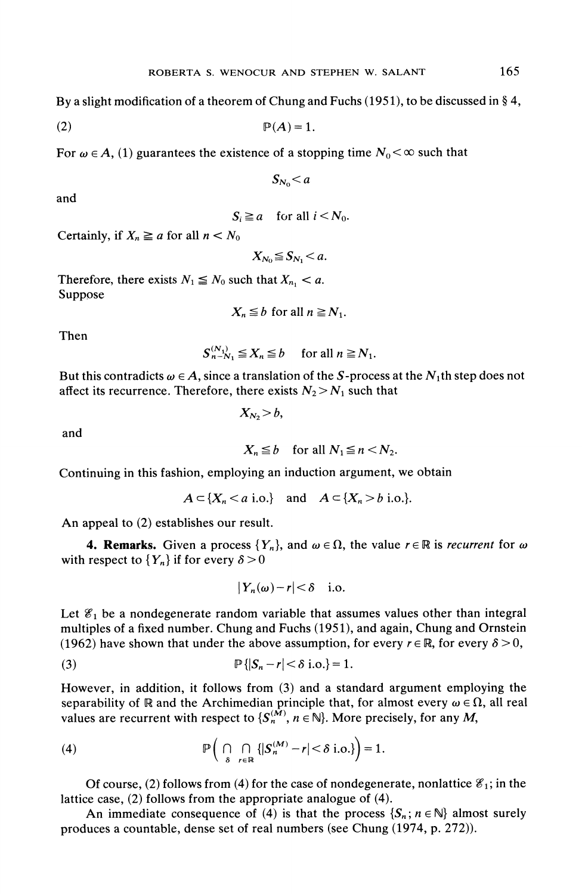By a slight modification of a theorem of Chung and Fuchs (1951), to be discussed in § 4,

$$\mathbb{P}(A) = 1. \tag{2}$$

For $\omega \in A$, (1) guarantees the existence of a stopping time $N_0 < \infty$ such that

$$S_{N_0} < a$$

and

$$S_i \geqq a \quad \text{for all } i < N_0.$$

Certainly, if $X_n \geqq a$ for all $n < N_0$

$$X_{N_0} \leqq S_{N_1} < a.$$

Therefore, there exists $N_1 \leqq N_0$ such that $X_{n_1} < a$.
Suppose

$$X_n \leqq b \text{ for all } n \geqq N_1.$$

Then

$$S_{n-N_1}^{(N_1)} \leqq X_n \leqq b \quad \text{for all } n \geqq N_1.$$

But this contradicts $\omega \in A$, since a translation of the $S$-process at the $N_1$th step does not affect its recurrence. Therefore, there exists $N_2 > N_1$ such that

$$X_{N_2} > b,$$

and

$$X_n \leqq b \quad \text{for all } N_1 \leqq n < N_2.$$

Continuing in this fashion, employing an induction argument, we obtain

$$A \subset \{X_n < a \text{ i.o.}\} \quad \text{and} \quad A \subset \{X_n > b \text{ i.o.}\}.$$

An appeal to (2) establishes our result.

**4. Remarks.** Given a process $\{Y_n\}$, and $\omega \in \Omega$, the value $r \in \mathbb{R}$ is *recurrent* for $\omega$ with respect to $\{Y_n\}$ if for every $\delta > 0$

$$|Y_n(\omega) - r| < \delta \quad \text{i.o.}$$

Let $\mathscr{E}_1$ be a nondegenerate random variable that assumes values other than integral multiples of a fixed number. Chung and Fuchs (1951), and again, Chung and Ornstein (1962) have shown that under the above assumption, for every $r \in \mathbb{R}$, for every $\delta > 0$,

$$\mathbb{P}\{|S_n - r| < \delta \text{ i.o.}\} = 1. \tag{3}$$

However, in addition, it follows from (3) and a standard argument employing the separability of $\mathbb{R}$ and the Archimedian principle that, for almost every $\omega \in \Omega$, all real values are recurrent with respect to $\{S_n^{(M)}, n \in \mathbb{N}\}$. More precisely, for any $M$,

$$\mathbb{P}\Big( \bigcap_{\delta} \bigcap_{r \in \mathbb{R}} \{|S_n^{(M)} - r| < \delta \text{ i.o.}\} \Big) = 1. \tag{4}$$

Of course, (2) follows from (4) for the case of nondegenerate, nonlattice $\mathscr{E}_1$; in the lattice case, (2) follows from the appropriate analogue of (4).

An immediate consequence of (4) is that the process $\{S_n; n \in \mathbb{N}\}$ almost surely produces a countable, dense set of real numbers (see Chung (1974, p. 272)).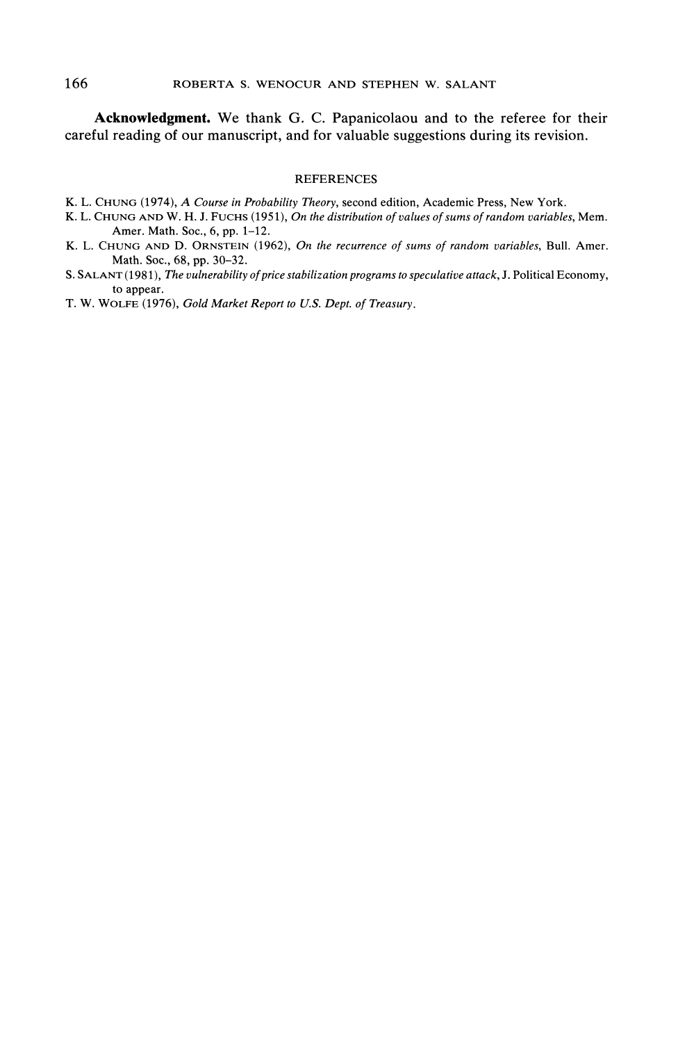**Acknowledgment.** We thank G. C. Papanicolaou and to the referee for their careful reading of our manuscript, and for valuable suggestions during its revision.

## REFERENCES

K. L. CHUNG (1974), *A Course in Probability Theory*, second edition, Academic Press, New York.

K. L. CHUNG AND W. H. J. FUCHS (1951), *On the distribution of values of sums of random variables*, Mem. Amer. Math. Soc., 6, pp. 1–12.

K. L. CHUNG AND D. ORNSTEIN (1962), *On the recurrence of sums of random variables*, Bull. Amer. Math. Soc., 68, pp. 30–32.

S. SALANT (1981), *The vulnerability of price stabilization programs to speculative attack*, J. Political Economy, to appear.

T. W. WOLFE (1976), *Gold Market Report to U.S. Dept. of Treasury*.